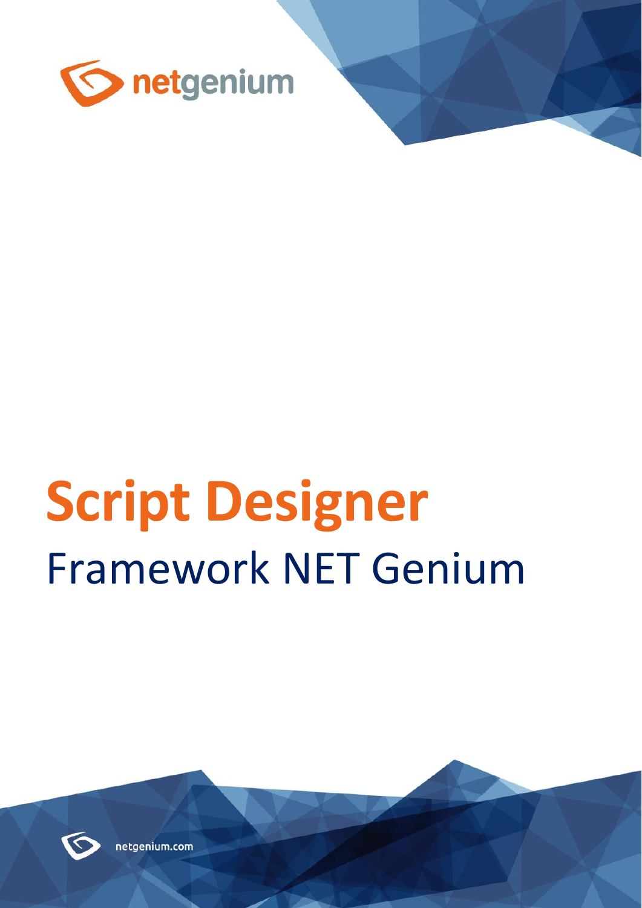netgenium

# Script Designer

## Framework NET Genium

netgenium.com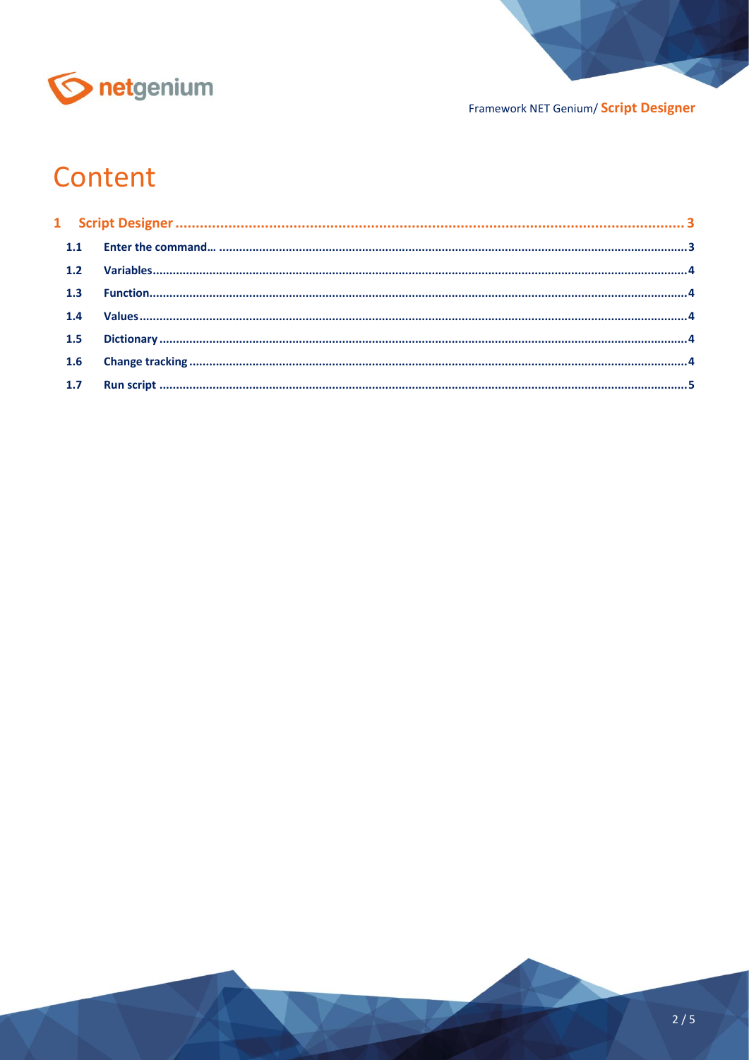# Content

- 1 Script Designer ........ 3
  - 1.1 Enter the command… ........ 3
  - 1.2 Variables ........ 4
  - 1.3 Function ........ 4
  - 1.4 Values ........ 4
  - 1.5 Dictionary ........ 4
  - 1.6 Change tracking ........ 4
  - 1.7 Run script ........ 5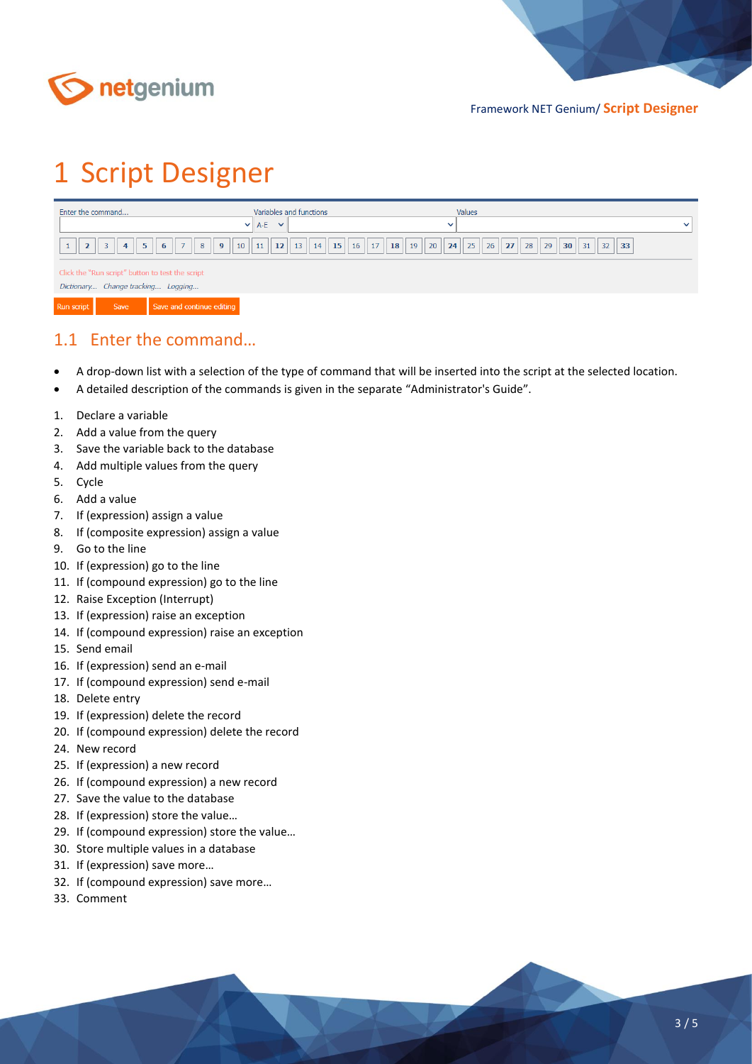# 1 Script Designer

Enter the command... Variables and functions Values

A-E

1 2 3 4 5 6 7 8 9 10 11 12 13 14 15 16 17 18 19 20 24 25 26 27 28 29 30 31 32 33

Click the "Run script" button to test the script

*Dictionary... Change tracking... Logging...*

Run script Save Save and continue editing

## 1.1 Enter the command...

- A drop-down list with a selection of the type of command that will be inserted into the script at the selected location.
- A detailed description of the commands is given in the separate "Administrator's Guide".

1. Declare a variable
2. Add a value from the query
3. Save the variable back to the database
4. Add multiple values from the query
5. Cycle
6. Add a value
7. If (expression) assign a value
8. If (composite expression) assign a value
9. Go to the line
10. If (expression) go to the line
11. If (compound expression) go to the line
12. Raise Exception (Interrupt)
13. If (expression) raise an exception
14. If (compound expression) raise an exception
15. Send email
16. If (expression) send an e-mail
17. If (compound expression) send e-mail
18. Delete entry
19. If (expression) delete the record
20. If (compound expression) delete the record
24. New record
25. If (expression) a new record
26. If (compound expression) a new record
27. Save the value to the database
28. If (expression) store the value…
29. If (compound expression) store the value…
30. Store multiple values in a database
31. If (expression) save more…
32. If (compound expression) save more…
33. Comment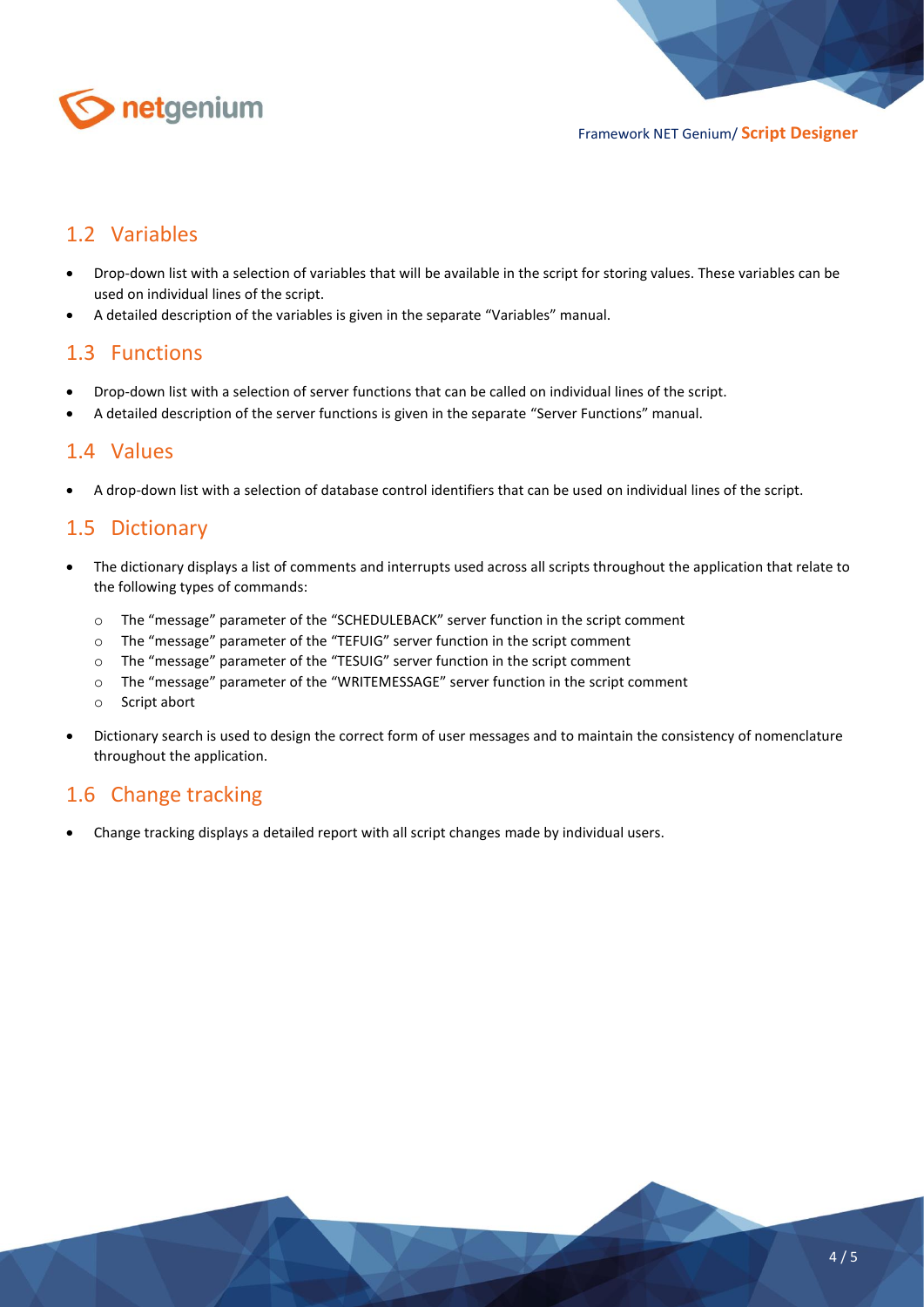## 1.2 Variables

- Drop-down list with a selection of variables that will be available in the script for storing values. These variables can be used on individual lines of the script.
- A detailed description of the variables is given in the separate "Variables" manual.

## 1.3 Functions

- Drop-down list with a selection of server functions that can be called on individual lines of the script.
- A detailed description of the server functions is given in the separate "Server Functions" manual.

## 1.4 Values

- A drop-down list with a selection of database control identifiers that can be used on individual lines of the script.

## 1.5 Dictionary

- The dictionary displays a list of comments and interrupts used across all scripts throughout the application that relate to the following types of commands:
  - The "message" parameter of the "SCHEDULEBACK" server function in the script comment
  - The "message" parameter of the "TEFUIG" server function in the script comment
  - The "message" parameter of the "TESUIG" server function in the script comment
  - The "message" parameter of the "WRITEMESSAGE" server function in the script comment
  - Script abort
- Dictionary search is used to design the correct form of user messages and to maintain the consistency of nomenclature throughout the application.

## 1.6 Change tracking

- Change tracking displays a detailed report with all script changes made by individual users.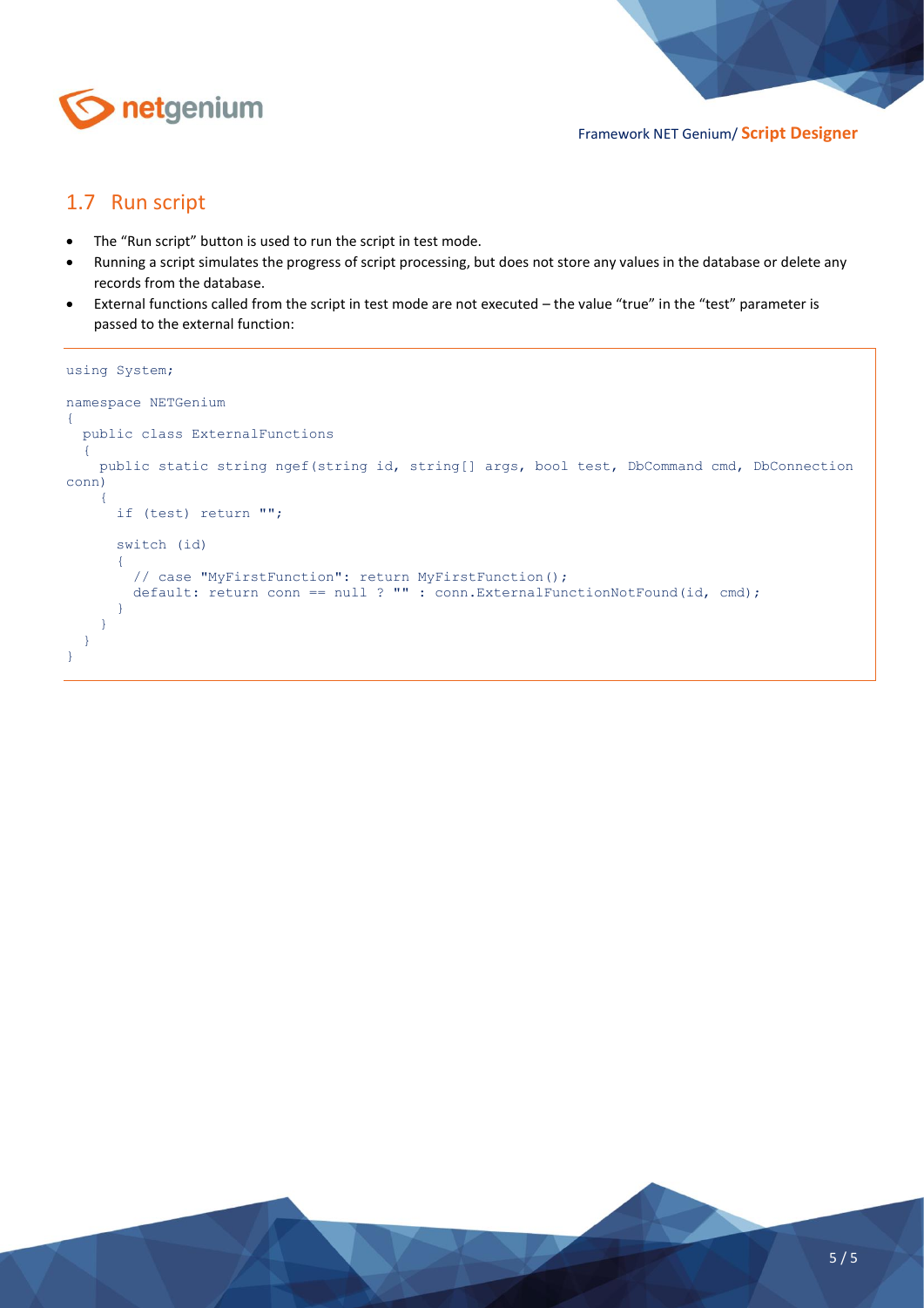## 1.7 Run script

- The “Run script” button is used to run the script in test mode.
- Running a script simulates the progress of script processing, but does not store any values in the database or delete any records from the database.
- External functions called from the script in test mode are not executed – the value “true” in the “test” parameter is passed to the external function:

```
using System;

namespace NETGenium
{
  public class ExternalFunctions
  {
    public static string ngef(string id, string[] args, bool test, DbCommand cmd, DbConnection conn)
    {
      if (test) return "";

      switch (id)
      {
        // case "MyFirstFunction": return MyFirstFunction();
        default: return conn == null ? "" : conn.ExternalFunctionNotFound(id, cmd);
      }
    }
  }
}
```